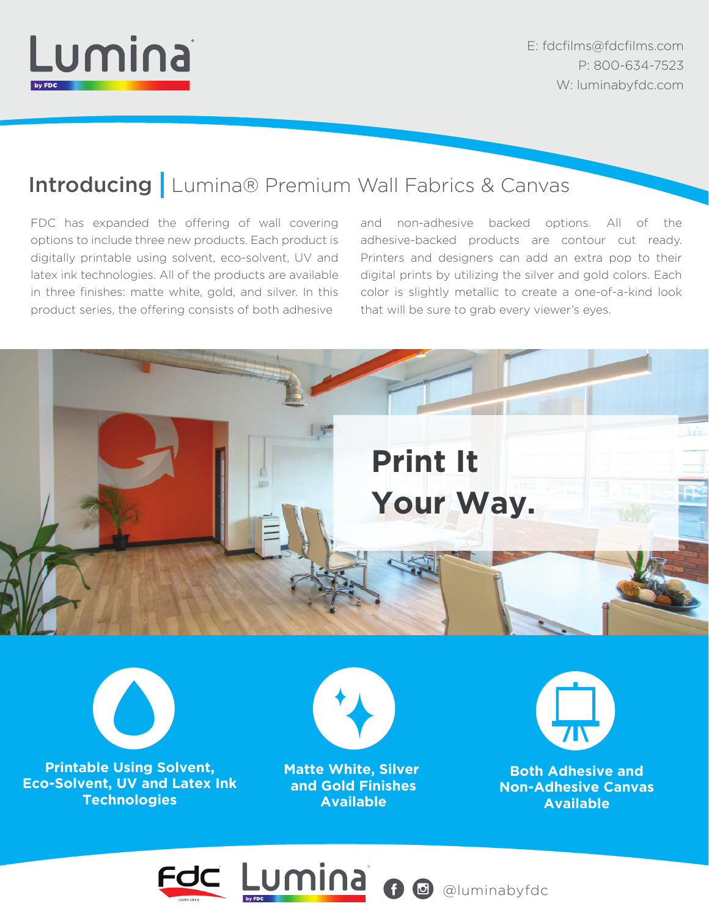Lumina by FDC

E: fdcfilms@fdcfilms.com
P: 800-634-7523
W: luminabyfdc.com

# Introducing | Lumina® Premium Wall Fabrics & Canvas

FDC has expanded the offering of wall covering options to include three new products. Each product is digitally printable using solvent, eco-solvent, UV and latex ink technologies. All of the products are available in three finishes: matte white, gold, and silver. In this product series, the offering consists of both adhesive and non-adhesive backed options. All of the adhesive-backed products are contour cut ready. Printers and designers can add an extra pop to their digital prints by utilizing the silver and gold colors. Each color is slightly metallic to create a one-of-a-kind look that will be sure to grab every viewer's eyes.

## Print It Your Way.

**Printable Using Solvent, Eco-Solvent, UV and Latex Ink Technologies**

**Matte White, Silver and Gold Finishes Available**

**Both Adhesive and Non-Adhesive Canvas Available**

FDC Lumina by FDC @luminabyfdc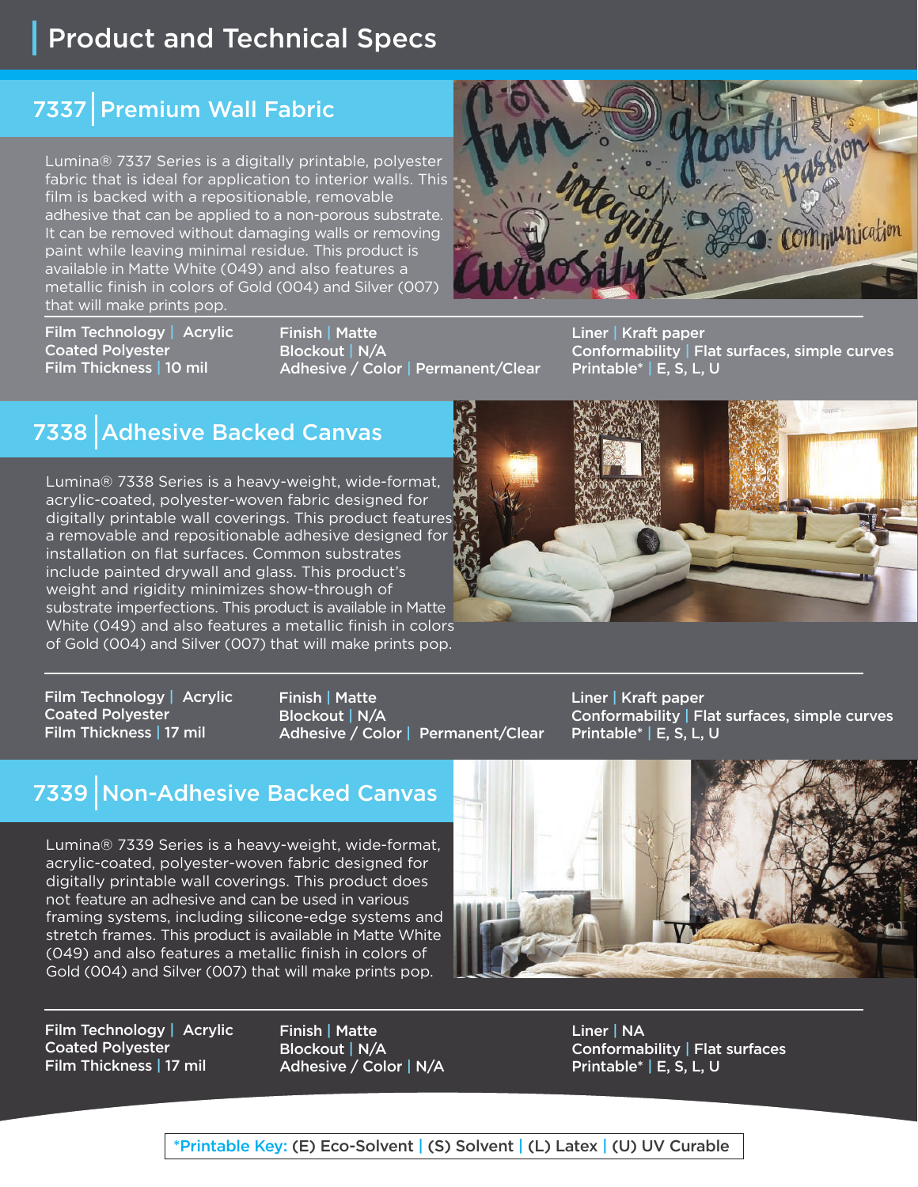# Product and Technical Specs

## 7337 | Premium Wall Fabric

Lumina® 7337 Series is a digitally printable, polyester fabric that is ideal for application to interior walls. This film is backed with a repositionable, removable adhesive that can be applied to a non-porous substrate. It can be removed without damaging walls or removing paint while leaving minimal residue. This product is available in Matte White (049) and also features a metallic finish in colors of Gold (004) and Silver (007) that will make prints pop.

**Film Technology** | Acrylic Coated Polyester
**Film Thickness** | 10 mil
**Finish** | Matte
**Blockout** | N/A
**Adhesive / Color** | Permanent/Clear
**Liner** | Kraft paper
**Conformability** | Flat surfaces, simple curves
**Printable*** | E, S, L, U

## 7338 | Adhesive Backed Canvas

Lumina® 7338 Series is a heavy-weight, wide-format, acrylic-coated, polyester-woven fabric designed for digitally printable wall coverings. This product features a removable and repositionable adhesive designed for installation on flat surfaces. Common substrates include painted drywall and glass. This product's weight and rigidity minimizes show-through of substrate imperfections. This product is available in Matte White (049) and also features a metallic finish in colors of Gold (004) and Silver (007) that will make prints pop.

**Film Technology** | Acrylic Coated Polyester
**Film Thickness** | 17 mil
**Finish** | Matte
**Blockout** | N/A
**Adhesive / Color** | Permanent/Clear
**Liner** | Kraft paper
**Conformability** | Flat surfaces, simple curves
**Printable*** | E, S, L, U

## 7339 | Non-Adhesive Backed Canvas

Lumina® 7339 Series is a heavy-weight, wide-format, acrylic-coated, polyester-woven fabric designed for digitally printable wall coverings. This product does not feature an adhesive and can be used in various framing systems, including silicone-edge systems and stretch frames. This product is available in Matte White (049) and also features a metallic finish in colors of Gold (004) and Silver (007) that will make prints pop.

**Film Technology** | Acrylic Coated Polyester
**Film Thickness** | 17 mil
**Finish** | Matte
**Blockout** | N/A
**Adhesive / Color** | N/A
**Liner** | NA
**Conformability** | Flat surfaces
**Printable*** | E, S, L, U

*Printable Key: (E) Eco-Solvent | (S) Solvent | (L) Latex | (U) UV Curable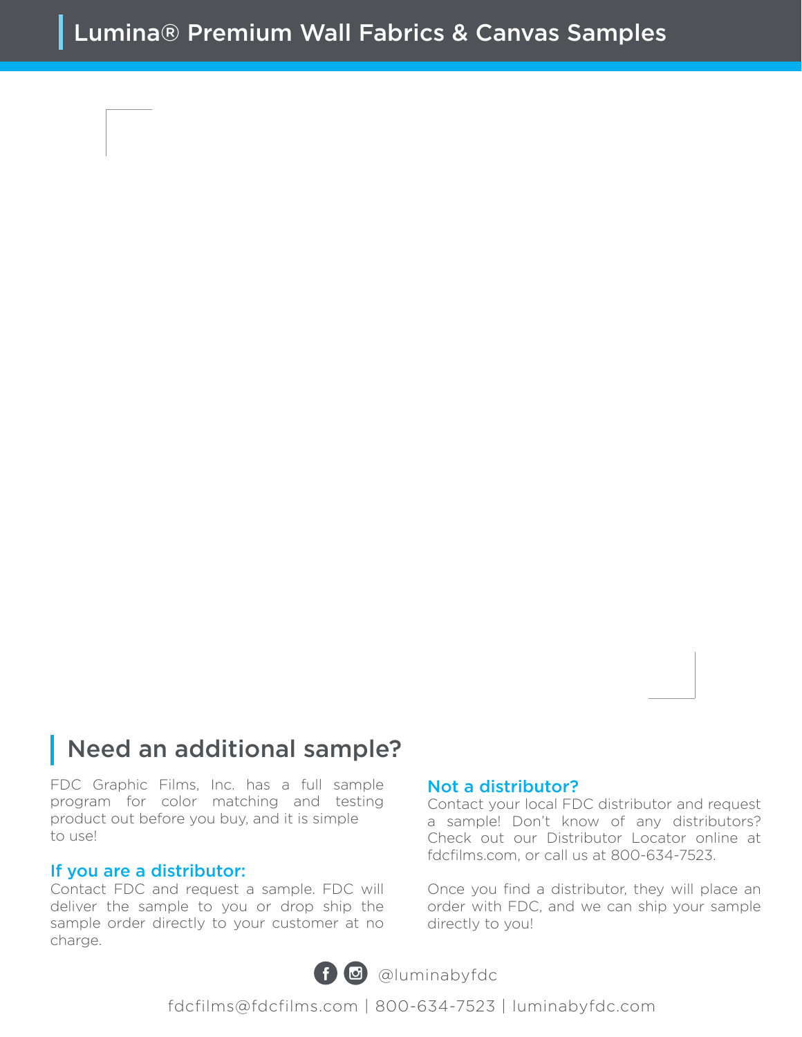# Lumina® Premium Wall Fabrics & Canvas Samples

## Need an additional sample?

FDC Graphic Films, Inc. has a full sample program for color matching and testing product out before you buy, and it is simple to use!

### If you are a distributor:

Contact FDC and request a sample. FDC will deliver the sample to you or drop ship the sample order directly to your customer at no charge.

### Not a distributor?

Contact your local FDC distributor and request a sample! Don't know of any distributors? Check out our Distributor Locator online at fdcfilms.com, or call us at 800-634-7523.

Once you find a distributor, they will place an order with FDC, and we can ship your sample directly to you!

@luminabyfdc

fdcfilms@fdcfilms.com | 800-634-7523 | luminabyfdc.com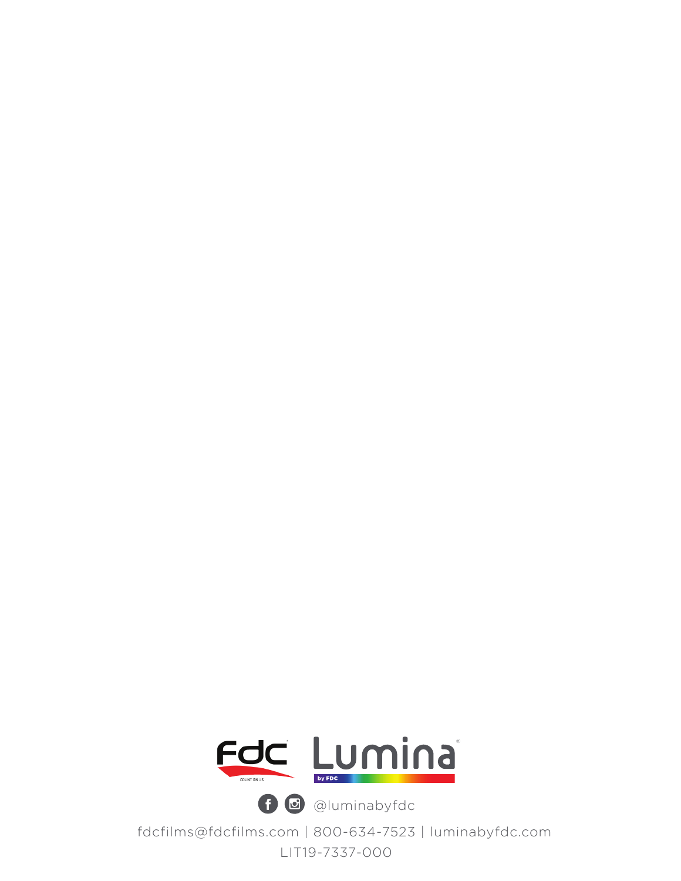FDC COUNT ON US

Lumina by FDC

@luminabyfdc

fdcfilms@fdcfilms.com | 800-634-7523 | luminabyfdc.com

LIT19-7337-000